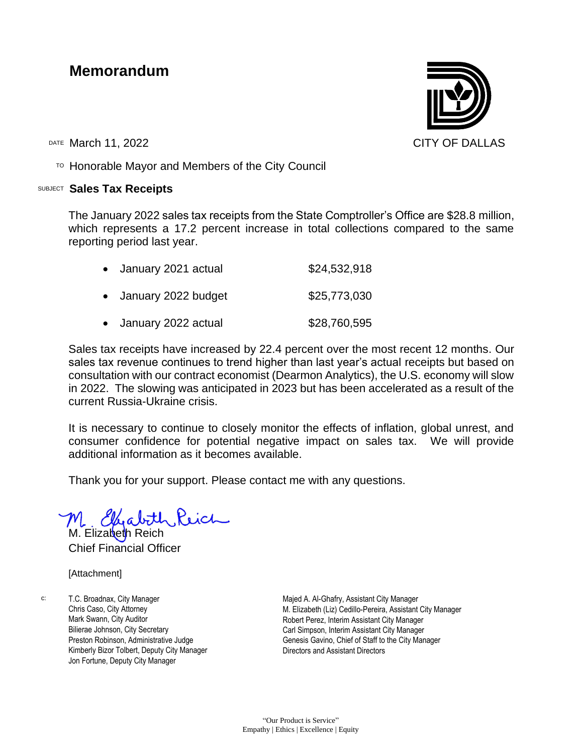# Memorandum

CITY OF DALLAS

DATE March 11, 2022

TO Honorable Mayor and Members of the City Council

SUBJECT **Sales Tax Receipts**

The January 2022 sales tax receipts from the State Comptroller's Office are $28.8 million, which represents a 17.2 percent increase in total collections compared to the same reporting period last year.

- January 2021 actual $24,532,918
- January 2022 budget $25,773,030
- January 2022 actual $28,760,595

Sales tax receipts have increased by 22.4 percent over the most recent 12 months. Our sales tax revenue continues to trend higher than last year's actual receipts but based on consultation with our contract economist (Dearmon Analytics), the U.S. economy will slow in 2022. The slowing was anticipated in 2023 but has been accelerated as a result of the current Russia-Ukraine crisis.

It is necessary to continue to closely monitor the effects of inflation, global unrest, and consumer confidence for potential negative impact on sales tax. We will provide additional information as it becomes available.

Thank you for your support. Please contact me with any questions.

M. Elizabeth Reich
Chief Financial Officer

[Attachment]

c:
T.C. Broadnax, City Manager
Chris Caso, City Attorney
Mark Swann, City Auditor
Bilierae Johnson, City Secretary
Preston Robinson, Administrative Judge
Kimberly Bizor Tolbert, Deputy City Manager
Jon Fortune, Deputy City Manager
Majed A. Al-Ghafry, Assistant City Manager
M. Elizabeth (Liz) Cedillo-Pereira, Assistant City Manager
Robert Perez, Interim Assistant City Manager
Carl Simpson, Interim Assistant City Manager
Genesis Gavino, Chief of Staff to the City Manager
Directors and Assistant Directors

"Our Product is Service"
Empathy | Ethics | Excellence | Equity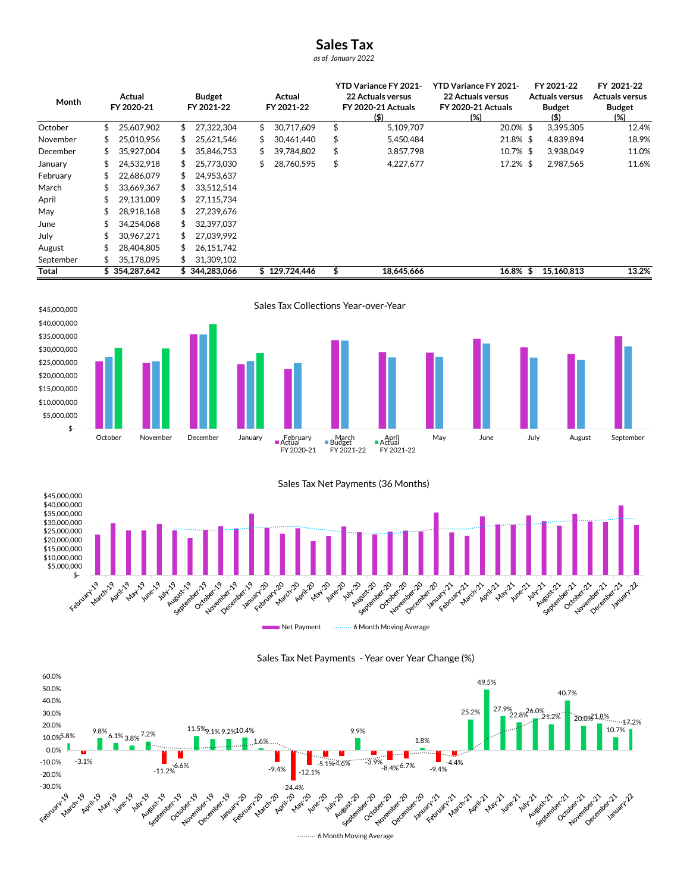# Sales Tax

*as of January 2022*

| Month | Actual FY 2020-21 | Budget FY 2021-22 | Actual FY 2021-22 | YTD Variance FY 2021-22 Actuals versus FY 2020-21 Actuals ($) | YTD Variance FY 2021-22 Actuals versus FY 2020-21 Actuals (%) | FY 2021-22 Actuals versus Budget ($) | FY 2021-22 Actuals versus Budget (%) |
|---|---|---|---|---|---|---|---|
| October | $ 25,607,902 | $ 27,322,304 | $ 30,717,609 | $ 5,109,707 | 20.0% | $ 3,395,305 | 12.4% |
| November | $ 25,010,956 | $ 25,621,546 | $ 30,461,440 | $ 5,450,484 | 21.8% | $ 4,839,894 | 18.9% |
| December | $ 35,927,004 | $ 35,846,753 | $ 39,784,802 | $ 3,857,798 | 10.7% | $ 3,938,049 | 11.0% |
| January | $ 24,532,918 | $ 25,773,030 | $ 28,760,595 | $ 4,227,677 | 17.2% | $ 2,987,565 | 11.6% |
| February | $ 22,686,079 | $ 24,953,637 | | | | | |
| March | $ 33,669,367 | $ 33,512,514 | | | | | |
| April | $ 29,131,009 | $ 27,115,734 | | | | | |
| May | $ 28,918,168 | $ 27,239,676 | | | | | |
| June | $ 34,254,068 | $ 32,397,037 | | | | | |
| July | $ 30,967,271 | $ 27,039,992 | | | | | |
| August | $ 28,404,805 | $ 26,151,742 | | | | | |
| September | $ 35,178,095 | $ 31,309,102 | | | | | |
| **Total** | **$ 354,287,642** | **$ 344,283,066** | **$ 129,724,446** | **$ 18,645,666** | **16.8%** | **$ 15,160,813** | **13.2%** |

Sales Tax Collections Year-over-Year

$45,000,000
$40,000,000
$35,000,000
$30,000,000
$25,000,000
$20,000,000
$15,000,000
$10,000,000
$5,000,000
$-

October, November, December, January, February, March, April, May, June, July, August, September

Actual FY 2020-21 | Budget FY 2021-22 | Actual FY 2021-22

Sales Tax Net Payments (36 Months)

$45,000,000
$40,000,000
$35,000,000
$30,000,000
$25,000,000
$20,000,000
$15,000,000
$10,000,000
$5,000,000
$-

February-19, March-19, April-19, May-19, June-19, July-19, August-19, September-19, October-19, November-19, December-19, January-20, February-20, March-20, April-20, May-20, June-20, July-20, August-20, September-20, October-20, November-20, December-20, January-21, February-21, March-21, April-21, May-21, June-21, July-21, August-21, September-21, October-21, November-21, December-21, January-22

Net Payment | 6 Month Moving Average

Sales Tax Net Payments - Year over Year Change (%)

60.0%
50.0%
40.0%
30.0%
20.0%
10.0%
0.0%
-10.0%
-20.0%
-30.0%

5.8%, -3.1%, 9.8%, 6.1%, 3.8%, 7.2%, -11.2%, -6.6%, 11.5%, 9.1%, 9.2%, 10.4%, 1.6%, -9.4%, -24.4%, -12.1%, -5.1%, -4.6%, 9.9%, -3.9%, -8.4%, -6.7%, 1.8%, -9.4%, -4.4%, 25.2%, 49.5%, 27.9%, 22.8%, 26.0%, 21.2%, 40.7%, 20.0%, 21.8%, 10.7%, 17.2%

February-19, March-19, April-19, May-19, June-19, July-19, August-19, September-19, October-19, November-19, December-19, January-20, February-20, March-20, April-20, May-20, June-20, July-20, August-20, September-20, October-20, November-20, December-20, January-21, February-21, March-21, April-21, May-21, June-21, July-21, August-21, September-21, October-21, November-21, December-21, January-22

6 Month Moving Average